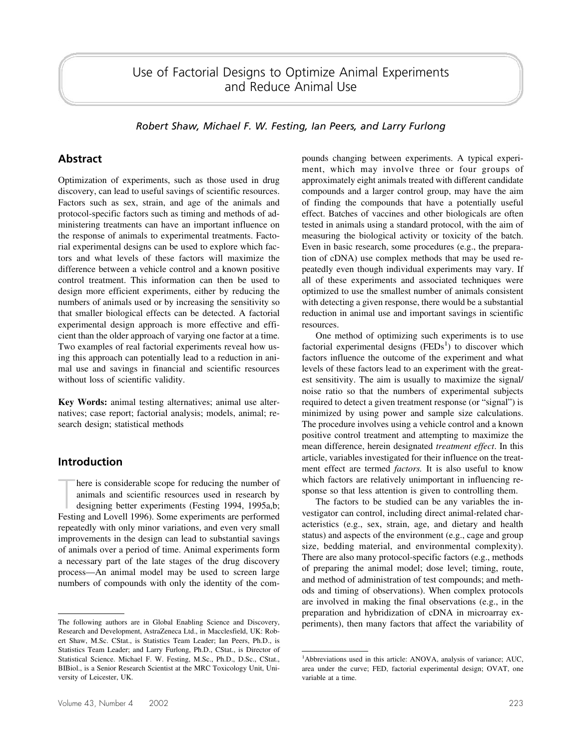# Use of Factorial Designs to Optimize Animal Experiments and Reduce Animal Use

*Robert Shaw, Michael F. W. Festing, Ian Peers, and Larry Furlong*

## Abstract

Optimization of experiments, such as those used in drug discovery, can lead to useful savings of scientific resources. Factors such as sex, strain, and age of the animals and protocol-specific factors such as timing and methods of administering treatments can have an important influence on the response of animals to experimental treatments. Factorial experimental designs can be used to explore which factors and what levels of these factors will maximize the difference between a vehicle control and a known positive control treatment. This information can then be used to design more efficient experiments, either by reducing the numbers of animals used or by increasing the sensitivity so that smaller biological effects can be detected. A factorial experimental design approach is more effective and efficient than the older approach of varying one factor at a time. Two examples of real factorial experiments reveal how using this approach can potentially lead to a reduction in animal use and savings in financial and scientific resources without loss of scientific validity.

**Key Words:** animal testing alternatives; animal use alternatives; case report; factorial analysis; models, animal; research design; statistical methods

## Introduction

There is considerable scope for reducing the number of animals and scientific resources used in research by designing better experiments (Festing 1994, 1995a,b; Festing and Lovell 1996). Some experiments are performed repeatedly with only minor variations, and even very small improvements in the design can lead to substantial savings of animals over a period of time. Animal experiments form a necessary part of the late stages of the drug discovery process—An animal model may be used to screen large numbers of compounds with only the identity of the compounds changing between experiments. A typical experiment, which may involve three or four groups of approximately eight animals treated with different candidate compounds and a larger control group, may have the aim of finding the compounds that have a potentially useful effect. Batches of vaccines and other biologicals are often tested in animals using a standard protocol, with the aim of measuring the biological activity or toxicity of the batch. Even in basic research, some procedures (e.g., the preparation of cDNA) use complex methods that may be used repeatedly even though individual experiments may vary. If all of these experiments and associated techniques were optimized to use the smallest number of animals consistent with detecting a given response, there would be a substantial reduction in animal use and important savings in scientific resources.

One method of optimizing such experiments is to use factorial experimental designs (FEDs[1]) to discover which factors influence the outcome of the experiment and what levels of these factors lead to an experiment with the greatest sensitivity. The aim is usually to maximize the signal/noise ratio so that the numbers of experimental subjects required to detect a given treatment response (or "signal") is minimized by using power and sample size calculations. The procedure involves using a vehicle control and a known positive control treatment and attempting to maximize the mean difference, herein designated *treatment effect*. In this article, variables investigated for their influence on the treatment effect are termed *factors.* It is also useful to know which factors are relatively unimportant in influencing response so that less attention is given to controlling them.

The factors to be studied can be any variables the investigator can control, including direct animal-related characteristics (e.g., sex, strain, age, and dietary and health status) and aspects of the environment (e.g., cage and group size, bedding material, and environmental complexity). There are also many protocol-specific factors (e.g., methods of preparing the animal model; dose level; timing, route, and method of administration of test compounds; and methods and timing of observations). When complex protocols are involved in making the final observations (e.g., in the preparation and hybridization of cDNA in microarray experiments), then many factors that affect the variability of

---

The following authors are in Global Enabling Science and Discovery, Research and Development, AstraZeneca Ltd., in Macclesfield, UK: Robert Shaw, M.Sc. CStat., is Statistics Team Leader; Ian Peers, Ph.D., is Statistics Team Leader; and Larry Furlong, Ph.D., CStat., is Director of Statistical Science. Michael F. W. Festing, M.Sc., Ph.D., D.Sc., CStat., BIBiol., is a Senior Research Scientist at the MRC Toxicology Unit, University of Leicester, UK.

[1]Abbreviations used in this article: ANOVA, analysis of variance; AUC, area under the curve; FED, factorial experimental design; OVAT, one variable at a time.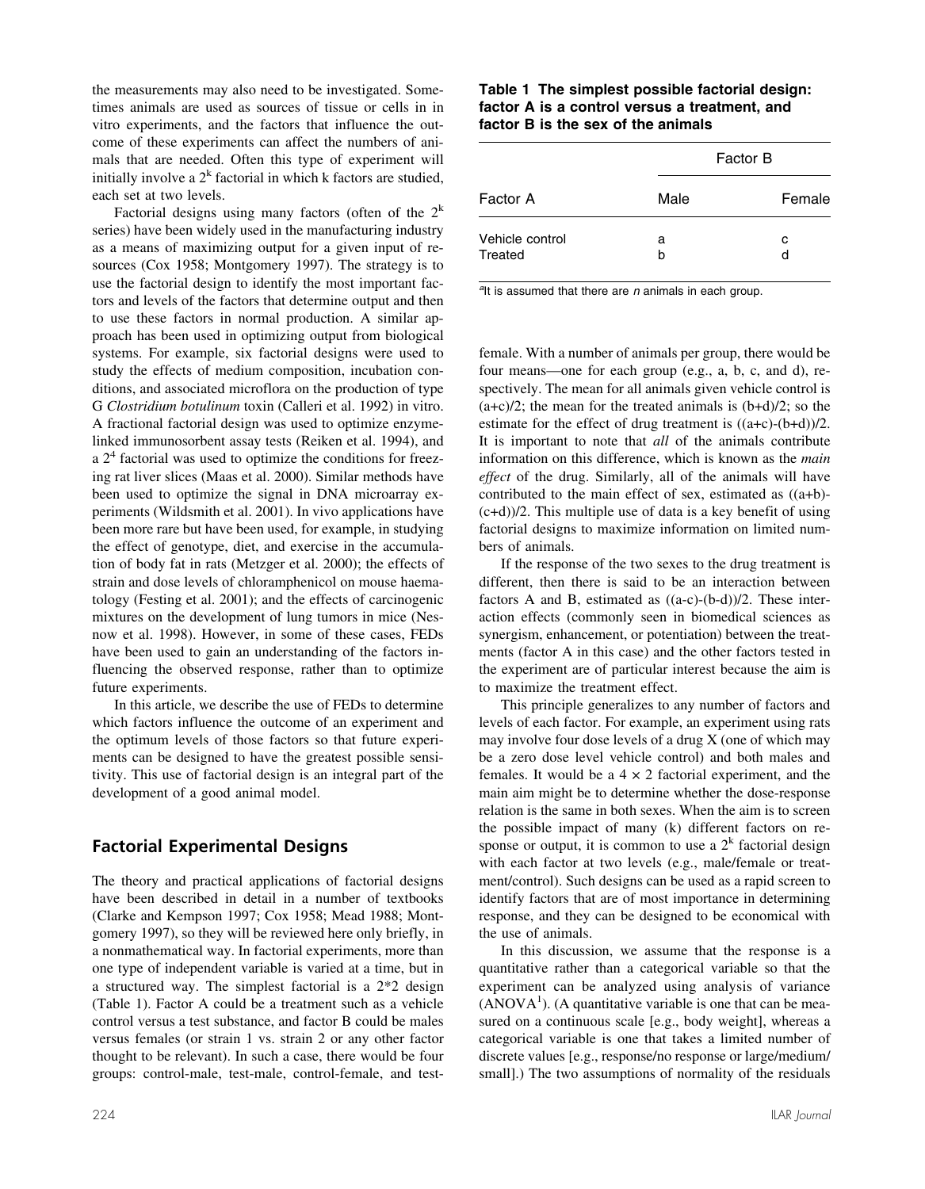the measurements may also need to be investigated. Sometimes animals are used as sources of tissue or cells in in vitro experiments, and the factors that influence the outcome of these experiments can affect the numbers of animals that are needed. Often this type of experiment will initially involve a $2^k$ factorial in which k factors are studied, each set at two levels.

Factorial designs using many factors (often of the $2^k$ series) have been widely used in the manufacturing industry as a means of maximizing output for a given input of resources (Cox 1958; Montgomery 1997). The strategy is to use the factorial design to identify the most important factors and levels of the factors that determine output and then to use these factors in normal production. A similar approach has been used in optimizing output from biological systems. For example, six factorial designs were used to study the effects of medium composition, incubation conditions, and associated microflora on the production of type G *Clostridium botulinum* toxin (Calleri et al. 1992) in vitro. A fractional factorial design was used to optimize enzyme-linked immunosorbent assay tests (Reiken et al. 1994), and a $2^4$ factorial was used to optimize the conditions for freezing rat liver slices (Maas et al. 2000). Similar methods have been used to optimize the signal in DNA microarray experiments (Wildsmith et al. 2001). In vivo applications have been more rare but have been used, for example, in studying the effect of genotype, diet, and exercise in the accumulation of body fat in rats (Metzger et al. 2000); the effects of strain and dose levels of chloramphenicol on mouse haematology (Festing et al. 2001); and the effects of carcinogenic mixtures on the development of lung tumors in mice (Nesnow et al. 1998). However, in some of these cases, FEDs have been used to gain an understanding of the factors influencing the observed response, rather than to optimize future experiments.

In this article, we describe the use of FEDs to determine which factors influence the outcome of an experiment and the optimum levels of those factors so that future experiments can be designed to have the greatest possible sensitivity. This use of factorial design is an integral part of the development of a good animal model.

## Factorial Experimental Designs

The theory and practical applications of factorial designs have been described in detail in a number of textbooks (Clarke and Kempson 1997; Cox 1958; Mead 1988; Montgomery 1997), so they will be reviewed here only briefly, in a nonmathematical way. In factorial experiments, more than one type of independent variable is varied at a time, but in a structured way. The simplest factorial is a 2*2 design (Table 1). Factor A could be a treatment such as a vehicle control versus a test substance, and factor B could be males versus females (or strain 1 vs. strain 2 or any other factor thought to be relevant). In such a case, there would be four groups: control-male, test-male, control-female, and test-female. With a number of animals per group, there would be four means—one for each group (e.g., a, b, c, and d), respectively. The mean for all animals given vehicle control is (a+c)/2; the mean for the treated animals is (b+d)/2; so the estimate for the effect of drug treatment is ((a+c)-(b+d))/2. It is important to note that *all* of the animals contribute information on this difference, which is known as the *main effect* of the drug. Similarly, all of the animals will have contributed to the main effect of sex, estimated as ((a+b)-(c+d))/2. This multiple use of data is a key benefit of using factorial designs to maximize information on limited numbers of animals.

**Table 1 The simplest possible factorial design: factor A is a control versus a treatment, and factor B is the sex of the animals**

| Factor A | Factor B | |
|---|---|---|
| | Male | Female |
| Vehicle control | a | c |
| Treated | b | d |

[a]It is assumed that there are *n* animals in each group.

If the response of the two sexes to the drug treatment is different, then there is said to be an interaction between factors A and B, estimated as ((a-c)-(b-d))/2. These interaction effects (commonly seen in biomedical sciences as synergism, enhancement, or potentiation) between the treatments (factor A in this case) and the other factors tested in the experiment are of particular interest because the aim is to maximize the treatment effect.

This principle generalizes to any number of factors and levels of each factor. For example, an experiment using rats may involve four dose levels of a drug X (one of which may be a zero dose level vehicle control) and both males and females. It would be a 4 × 2 factorial experiment, and the main aim might be to determine whether the dose-response relation is the same in both sexes. When the aim is to screen the possible impact of many (k) different factors on response or output, it is common to use a $2^k$ factorial design with each factor at two levels (e.g., male/female or treatment/control). Such designs can be used as a rapid screen to identify factors that are of most importance in determining response, and they can be designed to be economical with the use of animals.

In this discussion, we assume that the response is a quantitative rather than a categorical variable so that the experiment can be analyzed using analysis of variance (ANOVA[1]). (A quantitative variable is one that can be measured on a continuous scale [e.g., body weight], whereas a categorical variable is one that takes a limited number of discrete values [e.g., response/no response or large/medium/small].) The two assumptions of normality of the residuals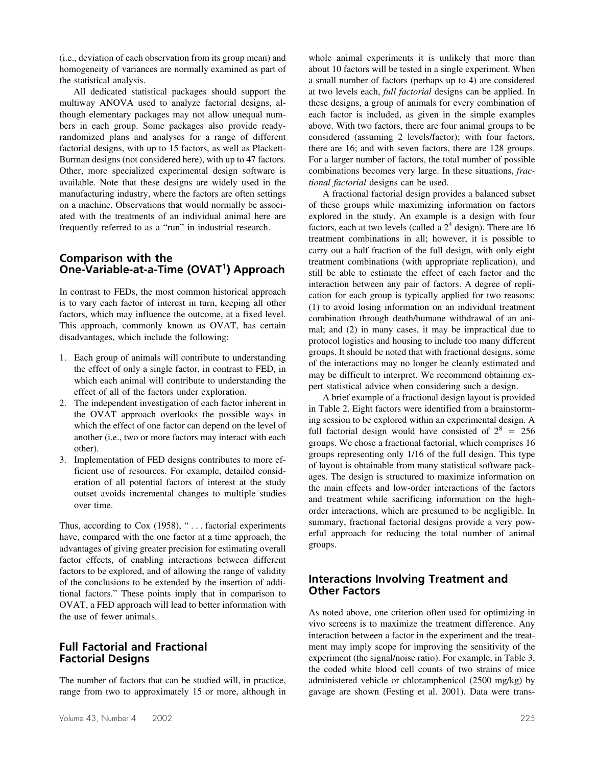(i.e., deviation of each observation from its group mean) and homogeneity of variances are normally examined as part of the statistical analysis.

All dedicated statistical packages should support the multiway ANOVA used to analyze factorial designs, although elementary packages may not allow unequal numbers in each group. Some packages also provide ready-randomized plans and analyses for a range of different factorial designs, with up to 15 factors, as well as Plackett-Burman designs (not considered here), with up to 47 factors. Other, more specialized experimental design software is available. Note that these designs are widely used in the manufacturing industry, where the factors are often settings on a machine. Observations that would normally be associated with the treatments of an individual animal here are frequently referred to as a "run" in industrial research.

## Comparison with the One-Variable-at-a-Time (OVAT[1]) Approach

In contrast to FEDs, the most common historical approach is to vary each factor of interest in turn, keeping all other factors, which may influence the outcome, at a fixed level. This approach, commonly known as OVAT, has certain disadvantages, which include the following:

1. Each group of animals will contribute to understanding the effect of only a single factor, in contrast to FED, in which each animal will contribute to understanding the effect of all of the factors under exploration.
2. The independent investigation of each factor inherent in the OVAT approach overlooks the possible ways in which the effect of one factor can depend on the level of another (i.e., two or more factors may interact with each other).
3. Implementation of FED designs contributes to more efficient use of resources. For example, detailed consideration of all potential factors of interest at the study outset avoids incremental changes to multiple studies over time.

Thus, according to Cox (1958), " . . . factorial experiments have, compared with the one factor at a time approach, the advantages of giving greater precision for estimating overall factor effects, of enabling interactions between different factors to be explored, and of allowing the range of validity of the conclusions to be extended by the insertion of additional factors." These points imply that in comparison to OVAT, a FED approach will lead to better information with the use of fewer animals.

## Full Factorial and Fractional Factorial Designs

The number of factors that can be studied will, in practice, range from two to approximately 15 or more, although in whole animal experiments it is unlikely that more than about 10 factors will be tested in a single experiment. When a small number of factors (perhaps up to 4) are considered at two levels each, *full factorial* designs can be applied. In these designs, a group of animals for every combination of each factor is included, as given in the simple examples above. With two factors, there are four animal groups to be considered (assuming 2 levels/factor); with four factors, there are 16; and with seven factors, there are 128 groups. For a larger number of factors, the total number of possible combinations becomes very large. In these situations, *fractional factorial* designs can be used.

A fractional factorial design provides a balanced subset of these groups while maximizing information on factors explored in the study. An example is a design with four factors, each at two levels (called a $2^4$ design). There are 16 treatment combinations in all; however, it is possible to carry out a half fraction of the full design, with only eight treatment combinations (with appropriate replication), and still be able to estimate the effect of each factor and the interaction between any pair of factors. A degree of replication for each group is typically applied for two reasons: (1) to avoid losing information on an individual treatment combination through death/humane withdrawal of an animal; and (2) in many cases, it may be impractical due to protocol logistics and housing to include too many different groups. It should be noted that with fractional designs, some of the interactions may no longer be cleanly estimated and may be difficult to interpret. We recommend obtaining expert statistical advice when considering such a design.

A brief example of a fractional design layout is provided in Table 2. Eight factors were identified from a brainstorming session to be explored within an experimental design. A full factorial design would have consisted of $2^8 = 256$ groups. We chose a fractional factorial, which comprises 16 groups representing only 1/16 of the full design. This type of layout is obtainable from many statistical software packages. The design is structured to maximize information on the main effects and low-order interactions of the factors and treatment while sacrificing information on the high-order interactions, which are presumed to be negligible. In summary, fractional factorial designs provide a very powerful approach for reducing the total number of animal groups.

## Interactions Involving Treatment and Other Factors

As noted above, one criterion often used for optimizing in vivo screens is to maximize the treatment difference. Any interaction between a factor in the experiment and the treatment may imply scope for improving the sensitivity of the experiment (the signal/noise ratio). For example, in Table 3, the coded white blood cell counts of two strains of mice administered vehicle or chloramphenicol (2500 mg/kg) by gavage are shown (Festing et al. 2001). Data were trans-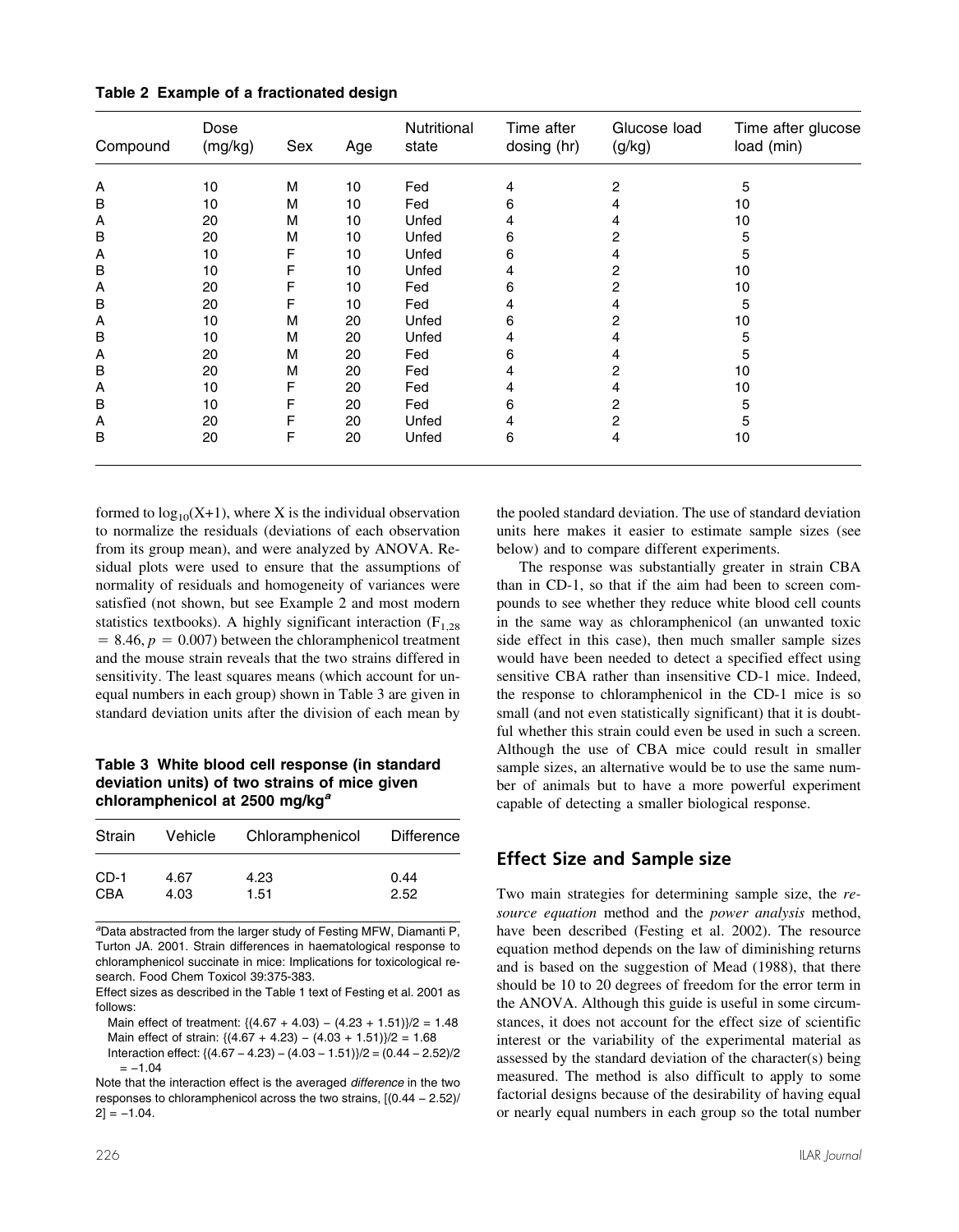**Table 2 Example of a fractionated design**

| Compound | Dose (mg/kg) | Sex | Age | Nutritional state | Time after dosing (hr) | Glucose load (g/kg) | Time after glucose load (min) |
|---|---|---|---|---|---|---|---|
| A | 10 | M | 10 | Fed | 4 | 2 | 5 |
| B | 10 | M | 10 | Fed | 6 | 4 | 10 |
| A | 20 | M | 10 | Unfed | 4 | 4 | 10 |
| B | 20 | M | 10 | Unfed | 6 | 2 | 5 |
| A | 10 | F | 10 | Unfed | 6 | 4 | 5 |
| B | 10 | F | 10 | Unfed | 4 | 2 | 10 |
| A | 20 | F | 10 | Fed | 6 | 2 | 10 |
| B | 20 | F | 10 | Fed | 4 | 4 | 5 |
| A | 10 | M | 20 | Unfed | 6 | 2 | 10 |
| B | 10 | M | 20 | Unfed | 4 | 4 | 5 |
| A | 20 | M | 20 | Fed | 6 | 4 | 5 |
| B | 20 | M | 20 | Fed | 4 | 2 | 10 |
| A | 10 | F | 20 | Fed | 4 | 4 | 10 |
| B | 10 | F | 20 | Fed | 6 | 2 | 5 |
| A | 20 | F | 20 | Unfed | 4 | 2 | 5 |
| B | 20 | F | 20 | Unfed | 6 | 4 | 10 |

formed to $\log_{10}(X+1)$, where X is the individual observation to normalize the residuals (deviations of each observation from its group mean), and were analyzed by ANOVA. Residual plots were used to ensure that the assumptions of normality of residuals and homogeneity of variances were satisfied (not shown, but see Example 2 and most modern statistics textbooks). A highly significant interaction ($F_{1,28} = 8.46, p = 0.007$) between the chloramphenicol treatment and the mouse strain reveals that the two strains differed in sensitivity. The least squares means (which account for unequal numbers in each group) shown in Table 3 are given in standard deviation units after the division of each mean by the pooled standard deviation. The use of standard deviation units here makes it easier to estimate sample sizes (see below) and to compare different experiments.

**Table 3 White blood cell response (in standard deviation units) of two strains of mice given chloramphenicol at 2500 mg/kg[a]**

| Strain | Vehicle | Chloramphenicol | Difference |
|---|---|---|---|
| CD-1 | 4.67 | 4.23 | 0.44 |
| CBA | 4.03 | 1.51 | 2.52 |

[a]Data abstracted from the larger study of Festing MFW, Diamanti P, Turton JA. 2001. Strain differences in haematological response to chloramphenicol succinate in mice: Implications for toxicological research. Food Chem Toxicol 39:375-383.

Effect sizes as described in the Table 1 text of Festing et al. 2001 as follows:

Main effect of treatment: $\{(4.67 + 4.03) - (4.23 + 1.51)\}/2 = 1.48$
Main effect of strain: $\{(4.67 + 4.23) - (4.03 + 1.51)\}/2 = 1.68$
Interaction effect: $\{(4.67 - 4.23) - (4.03 - 1.51)\}/2 = (0.44 - 2.52)/2 = -1.04$

Note that the interaction effect is the averaged *difference* in the two responses to chloramphenicol across the two strains, $[(0.44 - 2.52)/2] = -1.04$.

The response was substantially greater in strain CBA than in CD-1, so that if the aim had been to screen compounds to see whether they reduce white blood cell counts in the same way as chloramphenicol (an unwanted toxic side effect in this case), then much smaller sample sizes would have been needed to detect a specified effect using sensitive CBA rather than insensitive CD-1 mice. Indeed, the response to chloramphenicol in the CD-1 mice is so small (and not even statistically significant) that it is doubtful whether this strain could even be used in such a screen. Although the use of CBA mice could result in smaller sample sizes, an alternative would be to use the same number of animals but to have a more powerful experiment capable of detecting a smaller biological response.

## Effect Size and Sample size

Two main strategies for determining sample size, the *resource equation* method and the *power analysis* method, have been described (Festing et al. 2002). The resource equation method depends on the law of diminishing returns and is based on the suggestion of Mead (1988), that there should be 10 to 20 degrees of freedom for the error term in the ANOVA. Although this guide is useful in some circumstances, it does not account for the effect size of scientific interest or the variability of the experimental material as assessed by the standard deviation of the character(s) being measured. The method is also difficult to apply to some factorial designs because of the desirability of having equal or nearly equal numbers in each group so the total number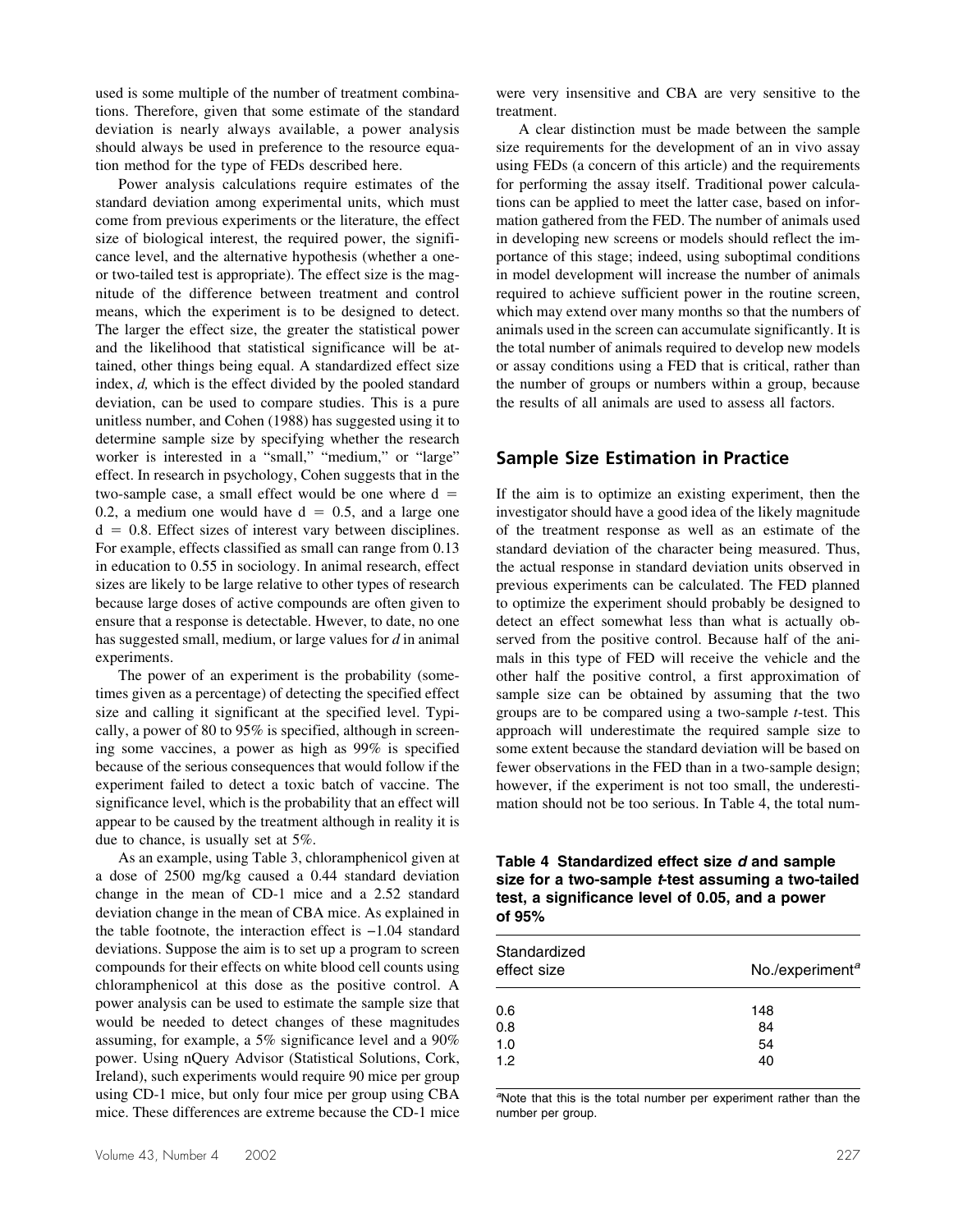used is some multiple of the number of treatment combinations. Therefore, given that some estimate of the standard deviation is nearly always available, a power analysis should always be used in preference to the resource equation method for the type of FEDs described here.

Power analysis calculations require estimates of the standard deviation among experimental units, which must come from previous experiments or the literature, the effect size of biological interest, the required power, the significance level, and the alternative hypothesis (whether a one- or two-tailed test is appropriate). The effect size is the magnitude of the difference between treatment and control means, which the experiment is to be designed to detect. The larger the effect size, the greater the statistical power and the likelihood that statistical significance will be attained, other things being equal. A standardized effect size index, *d,* which is the effect divided by the pooled standard deviation, can be used to compare studies. This is a pure unitless number, and Cohen (1988) has suggested using it to determine sample size by specifying whether the research worker is interested in a "small," "medium," or "large" effect. In research in psychology, Cohen suggests that in the two-sample case, a small effect would be one where $d = 0.2$, a medium one would have $d = 0.5$, and a large one $d = 0.8$. Effect sizes of interest vary between disciplines. For example, effects classified as small can range from 0.13 in education to 0.55 in sociology. In animal research, effect sizes are likely to be large relative to other types of research because large doses of active compounds are often given to ensure that a response is detectable. Hwever, to date, no one has suggested small, medium, or large values for *d* in animal experiments.

The power of an experiment is the probability (sometimes given as a percentage) of detecting the specified effect size and calling it significant at the specified level. Typically, a power of 80 to 95% is specified, although in screening some vaccines, a power as high as 99% is specified because of the serious consequences that would follow if the experiment failed to detect a toxic batch of vaccine. The significance level, which is the probability that an effect will appear to be caused by the treatment although in reality it is due to chance, is usually set at 5%.

As an example, using Table 3, chloramphenicol given at a dose of 2500 mg/kg caused a 0.44 standard deviation change in the mean of CD-1 mice and a 2.52 standard deviation change in the mean of CBA mice. As explained in the table footnote, the interaction effect is −1.04 standard deviations. Suppose the aim is to set up a program to screen compounds for their effects on white blood cell counts using chloramphenicol at this dose as the positive control. A power analysis can be used to estimate the sample size that would be needed to detect changes of these magnitudes assuming, for example, a 5% significance level and a 90% power. Using nQuery Advisor (Statistical Solutions, Cork, Ireland), such experiments would require 90 mice per group using CD-1 mice, but only four mice per group using CBA mice. These differences are extreme because the CD-1 mice were very insensitive and CBA are very sensitive to the treatment.

A clear distinction must be made between the sample size requirements for the development of an in vivo assay using FEDs (a concern of this article) and the requirements for performing the assay itself. Traditional power calculations can be applied to meet the latter case, based on information gathered from the FED. The number of animals used in developing new screens or models should reflect the importance of this stage; indeed, using suboptimal conditions in model development will increase the number of animals required to achieve sufficient power in the routine screen, which may extend over many months so that the numbers of animals used in the screen can accumulate significantly. It is the total number of animals required to develop new models or assay conditions using a FED that is critical, rather than the number of groups or numbers within a group, because the results of all animals are used to assess all factors.

## Sample Size Estimation in Practice

If the aim is to optimize an existing experiment, then the investigator should have a good idea of the likely magnitude of the treatment response as well as an estimate of the standard deviation of the character being measured. Thus, the actual response in standard deviation units observed in previous experiments can be calculated. The FED planned to optimize the experiment should probably be designed to detect an effect somewhat less than what is actually observed from the positive control. Because half of the animals in this type of FED will receive the vehicle and the other half the positive control, a first approximation of sample size can be obtained by assuming that the two groups are to be compared using a two-sample *t*-test. This approach will underestimate the required sample size to some extent because the standard deviation will be based on fewer observations in the FED than in a two-sample design; however, if the experiment is not too small, the underestimation should not be too serious. In Table 4, the total num-

**Table 4 Standardized effect size *d* and sample size for a two-sample *t*-test assuming a two-tailed test, a significance level of 0.05, and a power of 95%**

| Standardized effect size | No./experiment[a] |
|---|---|
| 0.6 | 148 |
| 0.8 | 84 |
| 1.0 | 54 |
| 1.2 | 40 |

[a]Note that this is the total number per experiment rather than the number per group.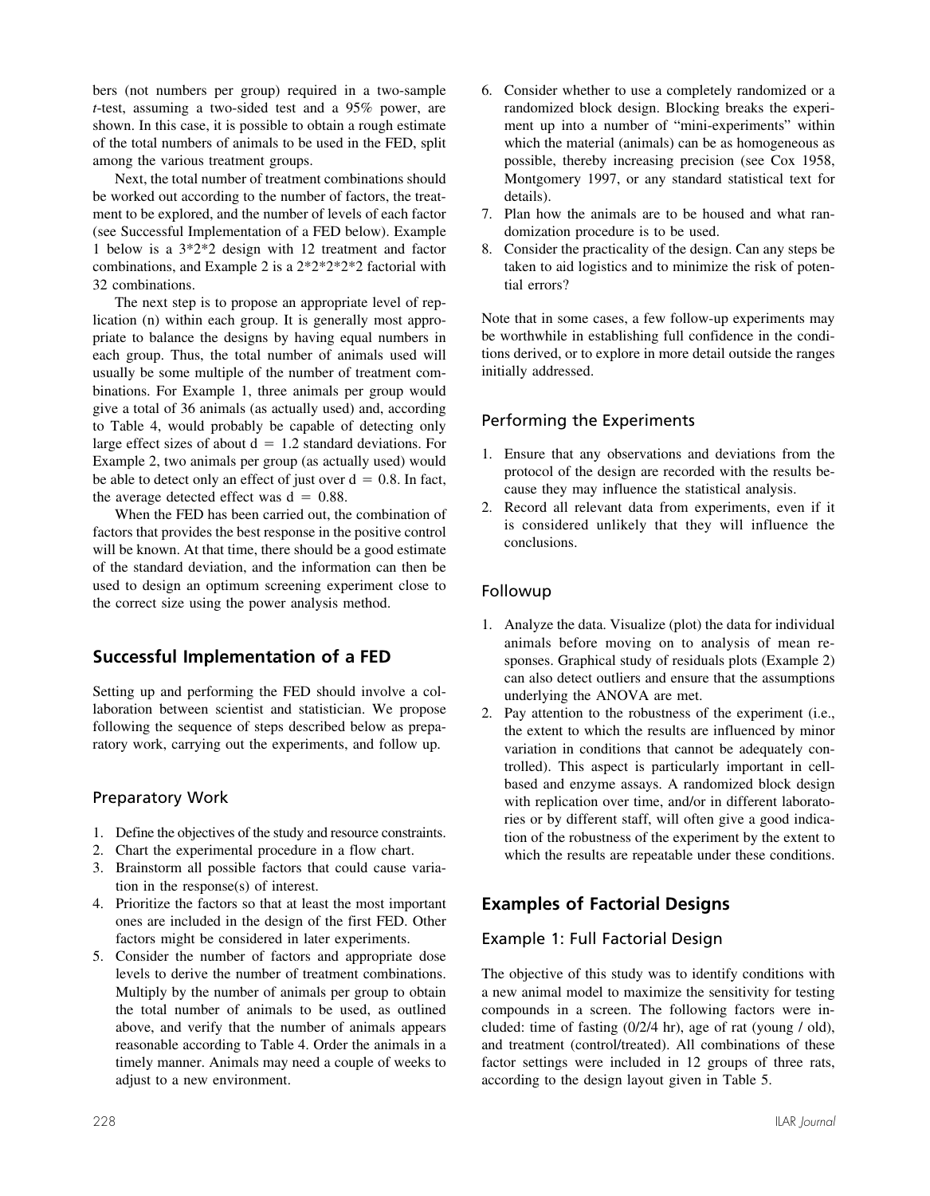bers (not numbers per group) required in a two-sample *t*-test, assuming a two-sided test and a 95% power, are shown. In this case, it is possible to obtain a rough estimate of the total numbers of animals to be used in the FED, split among the various treatment groups.

Next, the total number of treatment combinations should be worked out according to the number of factors, the treatment to be explored, and the number of levels of each factor (see Successful Implementation of a FED below). Example 1 below is a 3*2*2 design with 12 treatment and factor combinations, and Example 2 is a 2*2*2*2*2 factorial with 32 combinations.

The next step is to propose an appropriate level of replication (n) within each group. It is generally most appropriate to balance the designs by having equal numbers in each group. Thus, the total number of animals used will usually be some multiple of the number of treatment combinations. For Example 1, three animals per group would give a total of 36 animals (as actually used) and, according to Table 4, would probably be capable of detecting only large effect sizes of about $d = 1.2$ standard deviations. For Example 2, two animals per group (as actually used) would be able to detect only an effect of just over $d = 0.8$. In fact, the average detected effect was $d = 0.88$.

When the FED has been carried out, the combination of factors that provides the best response in the positive control will be known. At that time, there should be a good estimate of the standard deviation, and the information can then be used to design an optimum screening experiment close to the correct size using the power analysis method.

## Successful Implementation of a FED

Setting up and performing the FED should involve a collaboration between scientist and statistician. We propose following the sequence of steps described below as preparatory work, carrying out the experiments, and follow up.

### Preparatory Work

1. Define the objectives of the study and resource constraints.
2. Chart the experimental procedure in a flow chart.
3. Brainstorm all possible factors that could cause variation in the response(s) of interest.
4. Prioritize the factors so that at least the most important ones are included in the design of the first FED. Other factors might be considered in later experiments.
5. Consider the number of factors and appropriate dose levels to derive the number of treatment combinations. Multiply by the number of animals per group to obtain the total number of animals to be used, as outlined above, and verify that the number of animals appears reasonable according to Table 4. Order the animals in a timely manner. Animals may need a couple of weeks to adjust to a new environment.
6. Consider whether to use a completely randomized or a randomized block design. Blocking breaks the experiment up into a number of "mini-experiments" within which the material (animals) can be as homogeneous as possible, thereby increasing precision (see Cox 1958, Montgomery 1997, or any standard statistical text for details).
7. Plan how the animals are to be housed and what randomization procedure is to be used.
8. Consider the practicality of the design. Can any steps be taken to aid logistics and to minimize the risk of potential errors?

Note that in some cases, a few follow-up experiments may be worthwhile in establishing full confidence in the conditions derived, or to explore in more detail outside the ranges initially addressed.

### Performing the Experiments

1. Ensure that any observations and deviations from the protocol of the design are recorded with the results because they may influence the statistical analysis.
2. Record all relevant data from experiments, even if it is considered unlikely that they will influence the conclusions.

### Followup

1. Analyze the data. Visualize (plot) the data for individual animals before moving on to analysis of mean responses. Graphical study of residuals plots (Example 2) can also detect outliers and ensure that the assumptions underlying the ANOVA are met.
2. Pay attention to the robustness of the experiment (i.e., the extent to which the results are influenced by minor variation in conditions that cannot be adequately controlled). This aspect is particularly important in cell-based and enzyme assays. A randomized block design with replication over time, and/or in different laboratories or by different staff, will often give a good indication of the robustness of the experiment by the extent to which the results are repeatable under these conditions.

## Examples of Factorial Designs

### Example 1: Full Factorial Design

The objective of this study was to identify conditions with a new animal model to maximize the sensitivity for testing compounds in a screen. The following factors were included: time of fasting (0/2/4 hr), age of rat (young / old), and treatment (control/treated). All combinations of these factor settings were included in 12 groups of three rats, according to the design layout given in Table 5.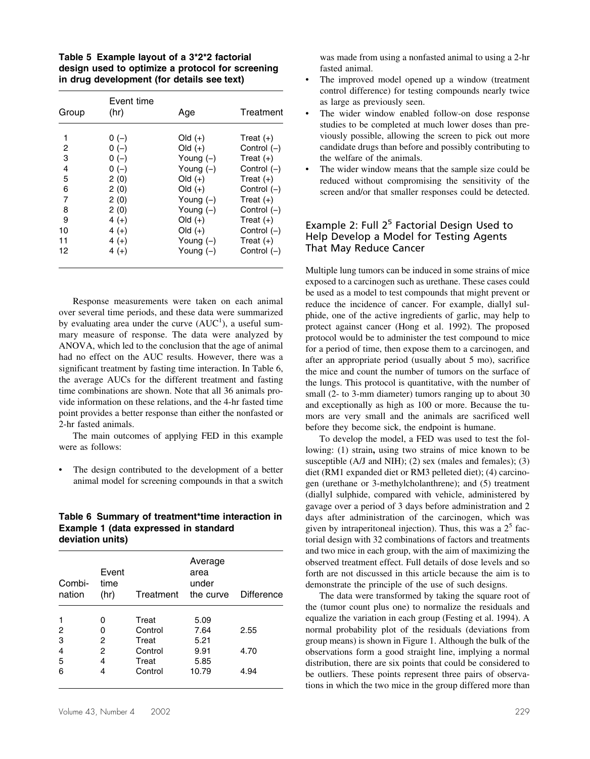**Table 5 Example layout of a 3*2*2 factorial design used to optimize a protocol for screening in drug development (for details see text)**

| Group | Event time (hr) | Age | Treatment |
|---|---|---|---|
| 1 | 0 (–) | Old (+) | Treat (+) |
| 2 | 0 (–) | Old (+) | Control (–) |
| 3 | 0 (–) | Young (–) | Treat (+) |
| 4 | 0 (–) | Young (–) | Control (–) |
| 5 | 2 (0) | Old (+) | Treat (+) |
| 6 | 2 (0) | Old (+) | Control (–) |
| 7 | 2 (0) | Young (–) | Treat (+) |
| 8 | 2 (0) | Young (–) | Control (–) |
| 9 | 4 (+) | Old (+) | Treat (+) |
| 10 | 4 (+) | Old (+) | Control (–) |
| 11 | 4 (+) | Young (–) | Treat (+) |
| 12 | 4 (+) | Young (–) | Control (–) |

Response measurements were taken on each animal over several time periods, and these data were summarized by evaluating area under the curve (AUC[1]), a useful summary measure of response. The data were analyzed by ANOVA, which led to the conclusion that the age of animal had no effect on the AUC results. However, there was a significant treatment by fasting time interaction. In Table 6, the average AUCs for the different treatment and fasting time combinations are shown. Note that all 36 animals provide information on these relations, and the 4-hr fasted time point provides a better response than either the nonfasted or 2-hr fasted animals.

The main outcomes of applying FED in this example were as follows:

- The design contributed to the development of a better animal model for screening compounds in that a switch was made from using a nonfasted animal to using a 2-hr fasted animal.
- The improved model opened up a window (treatment control difference) for testing compounds nearly twice as large as previously seen.
- The wider window enabled follow-on dose response studies to be completed at much lower doses than previously possible, allowing the screen to pick out more candidate drugs than before and possibly contributing to the welfare of the animals.
- The wider window means that the sample size could be reduced without compromising the sensitivity of the screen and/or that smaller responses could be detected.

**Table 6 Summary of treatment*time interaction in Example 1 (data expressed in standard deviation units)**

| Combination | Event time (hr) | Treatment | Average area under the curve | Difference |
|---|---|---|---|---|
| 1 | 0 | Treat | 5.09 | |
| 2 | 0 | Control | 7.64 | 2.55 |
| 3 | 2 | Treat | 5.21 | |
| 4 | 2 | Control | 9.91 | 4.70 |
| 5 | 4 | Treat | 5.85 | |
| 6 | 4 | Control | 10.79 | 4.94 |

## Example 2: Full $2^5$ Factorial Design Used to Help Develop a Model for Testing Agents That May Reduce Cancer

Multiple lung tumors can be induced in some strains of mice exposed to a carcinogen such as urethane. These cases could be used as a model to test compounds that might prevent or reduce the incidence of cancer. For example, diallyl sulphide, one of the active ingredients of garlic, may help to protect against cancer (Hong et al. 1992). The proposed protocol would be to administer the test compound to mice for a period of time, then expose them to a carcinogen, and after an appropriate period (usually about 5 mo), sacrifice the mice and count the number of tumors on the surface of the lungs. This protocol is quantitative, with the number of small (2- to 3-mm diameter) tumors ranging up to about 30 and exceptionally as high as 100 or more. Because the tumors are very small and the animals are sacrificed well before they become sick, the endpoint is humane.

To develop the model, a FED was used to test the following: (1) strain**,** using two strains of mice known to be susceptible (A/J and NIH); (2) sex (males and females); (3) diet (RM1 expanded diet or RM3 pelleted diet); (4) carcinogen (urethane or 3-methylcholanthrene); and (5) treatment (diallyl sulphide, compared with vehicle, administered by gavage over a period of 3 days before administration and 2 days after administration of the carcinogen, which was given by intraperitoneal injection). Thus, this was a $2^5$ factorial design with 32 combinations of factors and treatments and two mice in each group, with the aim of maximizing the observed treatment effect. Full details of dose levels and so forth are not discussed in this article because the aim is to demonstrate the principle of the use of such designs.

The data were transformed by taking the square root of the (tumor count plus one) to normalize the residuals and equalize the variation in each group (Festing et al. 1994). A normal probability plot of the residuals (deviations from group means) is shown in Figure 1. Although the bulk of the observations form a good straight line, implying a normal distribution, there are six points that could be considered to be outliers. These points represent three pairs of observations in which the two mice in the group differed more than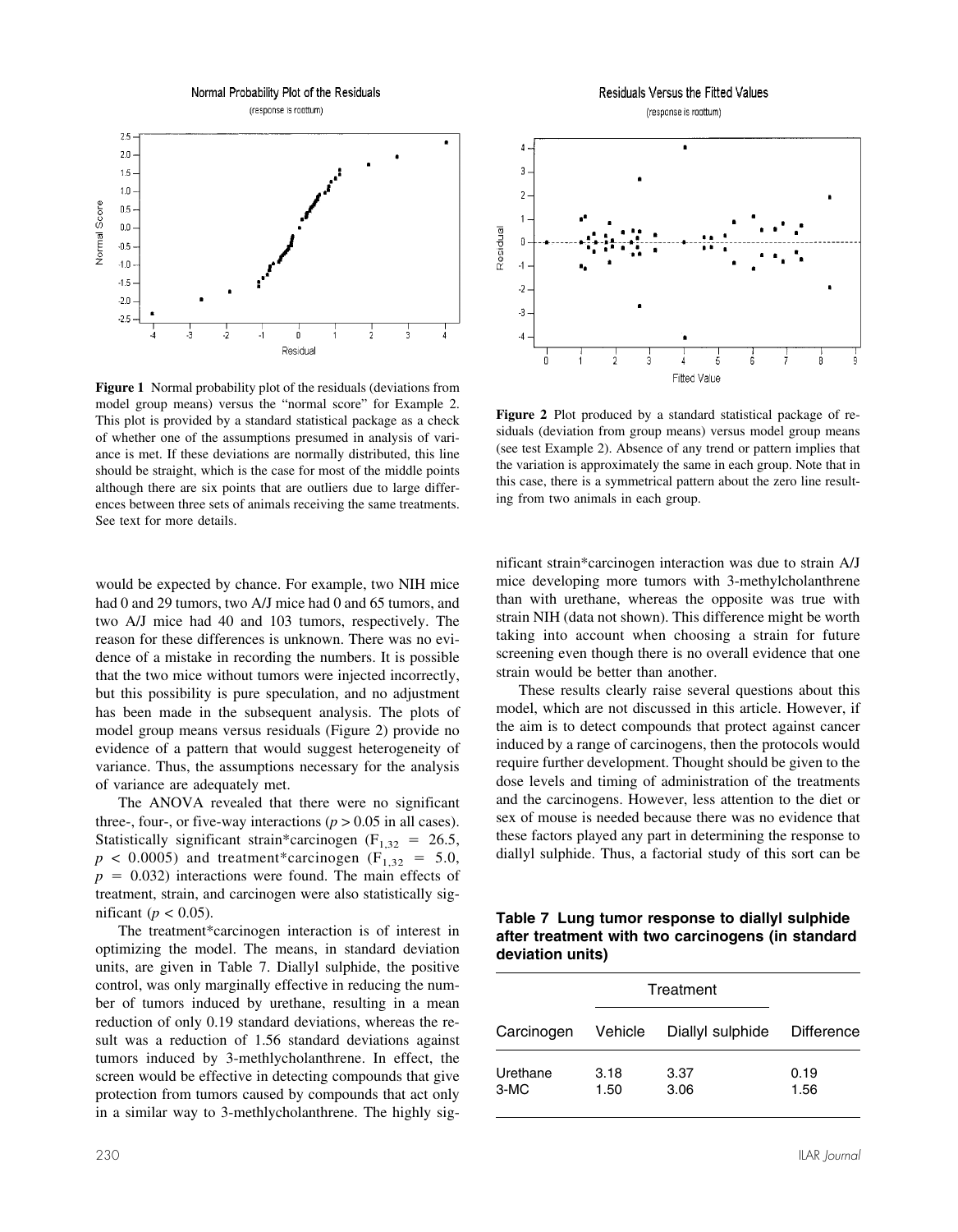**Figure 1** Normal probability plot of the residuals (deviations from model group means) versus the "normal score" for Example 2. This plot is provided by a standard statistical package as a check of whether one of the assumptions presumed in analysis of variance is met. If these deviations are normally distributed, this line should be straight, which is the case for most of the middle points although there are six points that are outliers due to large differences between three sets of animals receiving the same treatments. See text for more details.

**Figure 2** Plot produced by a standard statistical package of residuals (deviation from group means) versus model group means (see test Example 2). Absence of any trend or pattern implies that the variation is approximately the same in each group. Note that in this case, there is a symmetrical pattern about the zero line resulting from two animals in each group.

would be expected by chance. For example, two NIH mice had 0 and 29 tumors, two A/J mice had 0 and 65 tumors, and two A/J mice had 40 and 103 tumors, respectively. The reason for these differences is unknown. There was no evidence of a mistake in recording the numbers. It is possible that the two mice without tumors were injected incorrectly, but this possibility is pure speculation, and no adjustment has been made in the subsequent analysis. The plots of model group means versus residuals (Figure 2) provide no evidence of a pattern that would suggest heterogeneity of variance. Thus, the assumptions necessary for the analysis of variance are adequately met.

The ANOVA revealed that there were no significant three-, four-, or five-way interactions ($p > 0.05$ in all cases). Statistically significant strain*carcinogen ($F_{1,32} = 26.5$, $p < 0.0005$) and treatment*carcinogen ($F_{1,32} = 5.0$, $p = 0.032$) interactions were found. The main effects of treatment, strain, and carcinogen were also statistically significant ($p < 0.05$).

The treatment*carcinogen interaction is of interest in optimizing the model. The means, in standard deviation units, are given in Table 7. Diallyl sulphide, the positive control, was only marginally effective in reducing the number of tumors induced by urethane, resulting in a mean reduction of only 0.19 standard deviations, whereas the result was a reduction of 1.56 standard deviations against tumors induced by 3-methlycholanthrene. In effect, the screen would be effective in detecting compounds that give protection from tumors caused by compounds that act only in a similar way to 3-methlycholanthrene. The highly significant strain*carcinogen interaction was due to strain A/J mice developing more tumors with 3-methylcholanthrene than with urethane, whereas the opposite was true with strain NIH (data not shown). This difference might be worth taking into account when choosing a strain for future screening even though there is no overall evidence that one strain would be better than another.

These results clearly raise several questions about this model, which are not discussed in this article. However, if the aim is to detect compounds that protect against cancer induced by a range of carcinogens, then the protocols would require further development. Thought should be given to the dose levels and timing of administration of the treatments and the carcinogens. However, less attention to the diet or sex of mouse is needed because there was no evidence that these factors played any part in determining the response to diallyl sulphide. Thus, a factorial study of this sort can be

**Table 7 Lung tumor response to diallyl sulphide after treatment with two carcinogens (in standard deviation units)**

| | Treatment | | |
|---|---|---|---|
| Carcinogen | Vehicle | Diallyl sulphide | Difference |
| Urethane | 3.18 | 3.37 | 0.19 |
| 3-MC | 1.50 | 3.06 | 1.56 |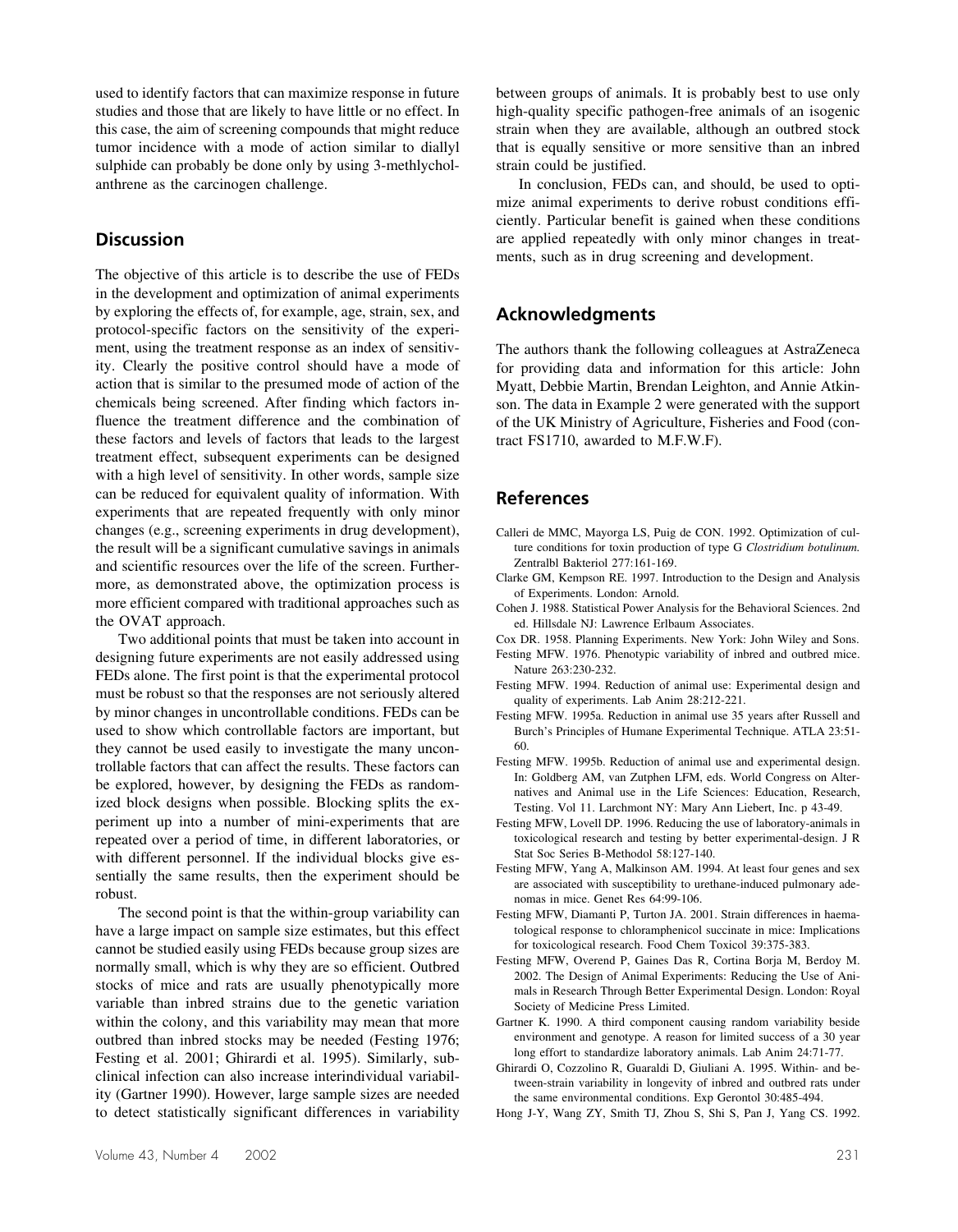used to identify factors that can maximize response in future studies and those that are likely to have little or no effect. In this case, the aim of screening compounds that might reduce tumor incidence with a mode of action similar to diallyl sulphide can probably be done only by using 3-methlycholanthrene as the carcinogen challenge.

## Discussion

The objective of this article is to describe the use of FEDs in the development and optimization of animal experiments by exploring the effects of, for example, age, strain, sex, and protocol-specific factors on the sensitivity of the experiment, using the treatment response as an index of sensitivity. Clearly the positive control should have a mode of action that is similar to the presumed mode of action of the chemicals being screened. After finding which factors influence the treatment difference and the combination of these factors and levels of factors that leads to the largest treatment effect, subsequent experiments can be designed with a high level of sensitivity. In other words, sample size can be reduced for equivalent quality of information. With experiments that are repeated frequently with only minor changes (e.g., screening experiments in drug development), the result will be a significant cumulative savings in animals and scientific resources over the life of the screen. Furthermore, as demonstrated above, the optimization process is more efficient compared with traditional approaches such as the OVAT approach.

Two additional points that must be taken into account in designing future experiments are not easily addressed using FEDs alone. The first point is that the experimental protocol must be robust so that the responses are not seriously altered by minor changes in uncontrollable conditions. FEDs can be used to show which controllable factors are important, but they cannot be used easily to investigate the many uncontrollable factors that can affect the results. These factors can be explored, however, by designing the FEDs as randomized block designs when possible. Blocking splits the experiment up into a number of mini-experiments that are repeated over a period of time, in different laboratories, or with different personnel. If the individual blocks give essentially the same results, then the experiment should be robust.

The second point is that the within-group variability can have a large impact on sample size estimates, but this effect cannot be studied easily using FEDs because group sizes are normally small, which is why they are so efficient. Outbred stocks of mice and rats are usually phenotypically more variable than inbred strains due to the genetic variation within the colony, and this variability may mean that more outbred than inbred stocks may be needed (Festing 1976; Festing et al. 2001; Ghirardi et al. 1995). Similarly, subclinical infection can also increase interindividual variability (Gartner 1990). However, large sample sizes are needed to detect statistically significant differences in variability between groups of animals. It is probably best to use only high-quality specific pathogen-free animals of an isogenic strain when they are available, although an outbred stock that is equally sensitive or more sensitive than an inbred strain could be justified.

In conclusion, FEDs can, and should, be used to optimize animal experiments to derive robust conditions efficiently. Particular benefit is gained when these conditions are applied repeatedly with only minor changes in treatments, such as in drug screening and development.

## Acknowledgments

The authors thank the following colleagues at AstraZeneca for providing data and information for this article: John Myatt, Debbie Martin, Brendan Leighton, and Annie Atkinson. The data in Example 2 were generated with the support of the UK Ministry of Agriculture, Fisheries and Food (contract FS1710, awarded to M.F.W.F).

## References

Calleri de MMC, Mayorga LS, Puig de CON. 1992. Optimization of culture conditions for toxin production of type G *Clostridium botulinum.* Zentralbl Bakteriol 277:161-169.

Clarke GM, Kempson RE. 1997. Introduction to the Design and Analysis of Experiments. London: Arnold.

Cohen J. 1988. Statistical Power Analysis for the Behavioral Sciences. 2nd ed. Hillsdale NJ: Lawrence Erlbaum Associates.

Cox DR. 1958. Planning Experiments. New York: John Wiley and Sons.

Festing MFW. 1976. Phenotypic variability of inbred and outbred mice. Nature 263:230-232.

Festing MFW. 1994. Reduction of animal use: Experimental design and quality of experiments. Lab Anim 28:212-221.

Festing MFW. 1995a. Reduction in animal use 35 years after Russell and Burch's Principles of Humane Experimental Technique. ATLA 23:51-60.

Festing MFW. 1995b. Reduction of animal use and experimental design. In: Goldberg AM, van Zutphen LFM, eds. World Congress on Alternatives and Animal use in the Life Sciences: Education, Research, Testing. Vol 11. Larchmont NY: Mary Ann Liebert, Inc. p 43-49.

Festing MFW, Lovell DP. 1996. Reducing the use of laboratory-animals in toxicological research and testing by better experimental-design. J R Stat Soc Series B-Methodol 58:127-140.

Festing MFW, Yang A, Malkinson AM. 1994. At least four genes and sex are associated with susceptibility to urethane-induced pulmonary adenomas in mice. Genet Res 64:99-106.

Festing MFW, Diamanti P, Turton JA. 2001. Strain differences in haematological response to chloramphenicol succinate in mice: Implications for toxicological research. Food Chem Toxicol 39:375-383.

Festing MFW, Overend P, Gaines Das R, Cortina Borja M, Berdoy M. 2002. The Design of Animal Experiments: Reducing the Use of Animals in Research Through Better Experimental Design. London: Royal Society of Medicine Press Limited.

Gartner K. 1990. A third component causing random variability beside environment and genotype. A reason for limited success of a 30 year long effort to standardize laboratory animals. Lab Anim 24:71-77.

Ghirardi O, Cozzolino R, Guaraldi D, Giuliani A. 1995. Within- and between-strain variability in longevity of inbred and outbred rats under the same environmental conditions. Exp Gerontol 30:485-494.

Hong J-Y, Wang ZY, Smith TJ, Zhou S, Shi S, Pan J, Yang CS. 1992.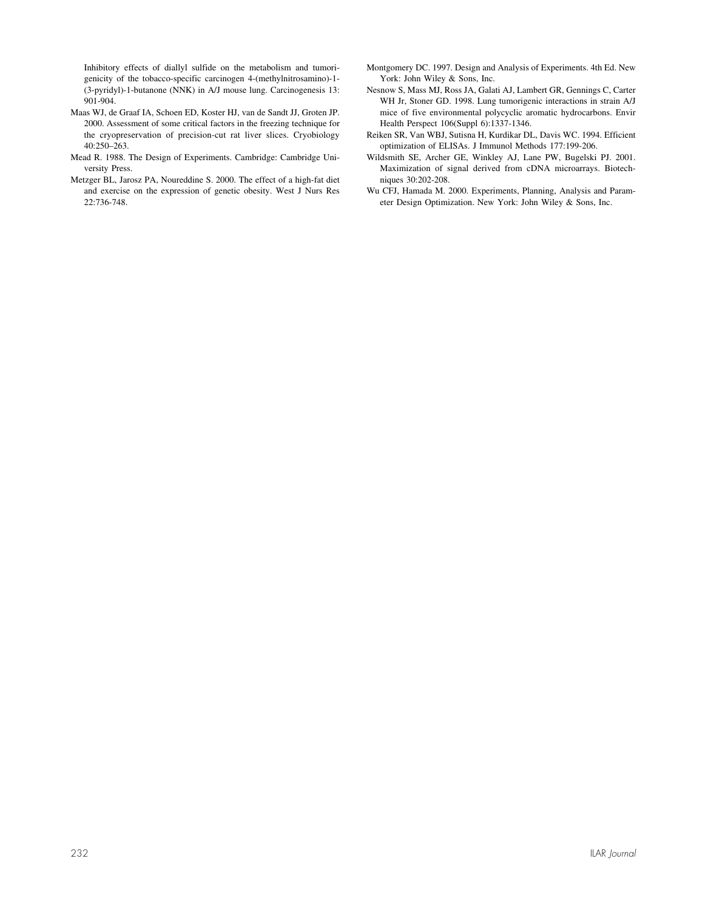Inhibitory effects of diallyl sulfide on the metabolism and tumorigenicity of the tobacco-specific carcinogen 4-(methylnitrosamino)-1-(3-pyridyl)-1-butanone (NNK) in A/J mouse lung. Carcinogenesis 13: 901-904.

Maas WJ, de Graaf IA, Schoen ED, Koster HJ, van de Sandt JJ, Groten JP. 2000. Assessment of some critical factors in the freezing technique for the cryopreservation of precision-cut rat liver slices. Cryobiology 40:250–263.

Mead R. 1988. The Design of Experiments. Cambridge: Cambridge University Press.

Metzger BL, Jarosz PA, Noureddine S. 2000. The effect of a high-fat diet and exercise on the expression of genetic obesity. West J Nurs Res 22:736-748.

Montgomery DC. 1997. Design and Analysis of Experiments. 4th Ed. New York: John Wiley & Sons, Inc.

Nesnow S, Mass MJ, Ross JA, Galati AJ, Lambert GR, Gennings C, Carter WH Jr, Stoner GD. 1998. Lung tumorigenic interactions in strain A/J mice of five environmental polycyclic aromatic hydrocarbons. Envir Health Perspect 106(Suppl 6):1337-1346.

Reiken SR, Van WBJ, Sutisna H, Kurdikar DL, Davis WC. 1994. Efficient optimization of ELISAs. J Immunol Methods 177:199-206.

Wildsmith SE, Archer GE, Winkley AJ, Lane PW, Bugelski PJ. 2001. Maximization of signal derived from cDNA microarrays. Biotechniques 30:202-208.

Wu CFJ, Hamada M. 2000. Experiments, Planning, Analysis and Parameter Design Optimization. New York: John Wiley & Sons, Inc.